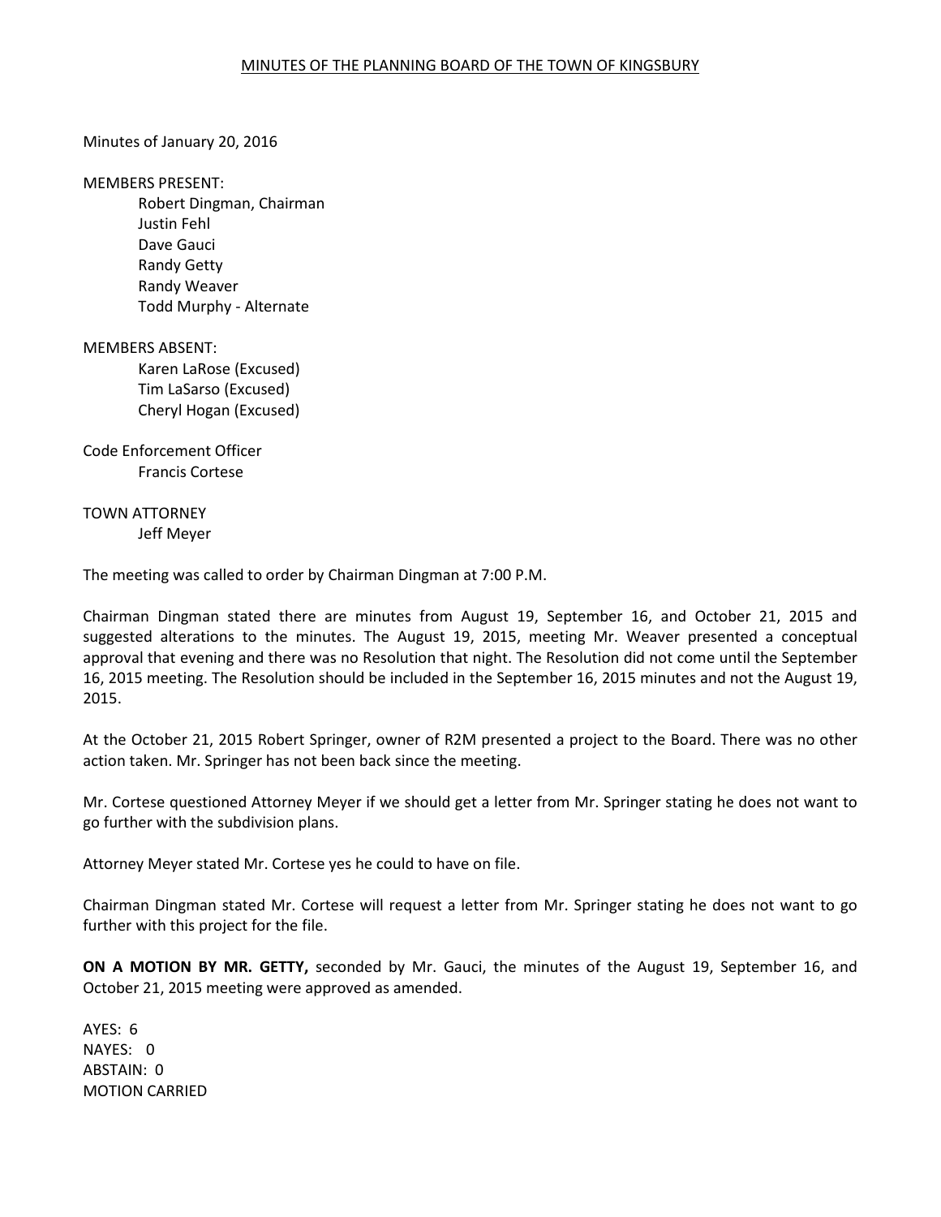MINUTES OF THE PLANNING BOARD OF THE TOWN OF KINGSBURY

Minutes of January 20, 2016

MEMBERS PRESENT:

Robert Dingman, Chairman
Justin Fehl
Dave Gauci
Randy Getty
Randy Weaver
Todd Murphy - Alternate

MEMBERS ABSENT:

Karen LaRose (Excused)
Tim LaSarso (Excused)
Cheryl Hogan (Excused)

Code Enforcement Officer

Francis Cortese

TOWN ATTORNEY

Jeff Meyer

The meeting was called to order by Chairman Dingman at 7:00 P.M.

Chairman Dingman stated there are minutes from August 19, September 16, and October 21, 2015 and suggested alterations to the minutes. The August 19, 2015, meeting Mr. Weaver presented a conceptual approval that evening and there was no Resolution that night. The Resolution did not come until the September 16, 2015 meeting. The Resolution should be included in the September 16, 2015 minutes and not the August 19, 2015.

At the October 21, 2015 Robert Springer, owner of R2M presented a project to the Board. There was no other action taken. Mr. Springer has not been back since the meeting.

Mr. Cortese questioned Attorney Meyer if we should get a letter from Mr. Springer stating he does not want to go further with the subdivision plans.

Attorney Meyer stated Mr. Cortese yes he could to have on file.

Chairman Dingman stated Mr. Cortese will request a letter from Mr. Springer stating he does not want to go further with this project for the file.

**ON A MOTION BY MR. GETTY,** seconded by Mr. Gauci, the minutes of the August 19, September 16, and October 21, 2015 meeting were approved as amended.

AYES: 6
NAYES: 0
ABSTAIN: 0
MOTION CARRIED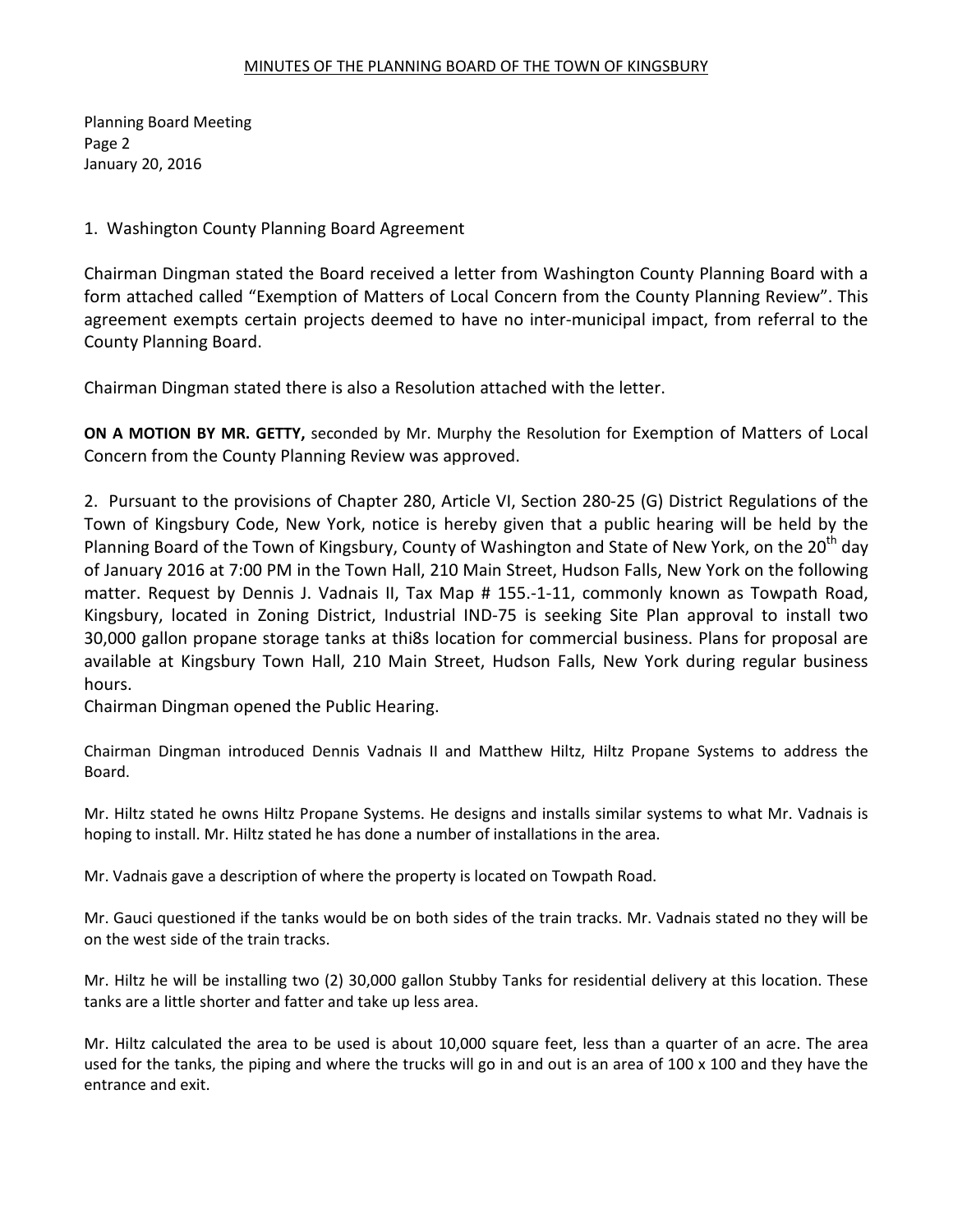1. Washington County Planning Board Agreement

Chairman Dingman stated the Board received a letter from Washington County Planning Board with a form attached called "Exemption of Matters of Local Concern from the County Planning Review". This agreement exempts certain projects deemed to have no inter-municipal impact, from referral to the County Planning Board.

Chairman Dingman stated there is also a Resolution attached with the letter.

**ON A MOTION BY MR. GETTY,** seconded by Mr. Murphy the Resolution for Exemption of Matters of Local Concern from the County Planning Review was approved.

2. Pursuant to the provisions of Chapter 280, Article VI, Section 280-25 (G) District Regulations of the Town of Kingsbury Code, New York, notice is hereby given that a public hearing will be held by the Planning Board of the Town of Kingsbury, County of Washington and State of New York, on the 20th day of January 2016 at 7:00 PM in the Town Hall, 210 Main Street, Hudson Falls, New York on the following matter. Request by Dennis J. Vadnais II, Tax Map # 155.-1-11, commonly known as Towpath Road, Kingsbury, located in Zoning District, Industrial IND-75 is seeking Site Plan approval to install two 30,000 gallon propane storage tanks at thi8s location for commercial business. Plans for proposal are available at Kingsbury Town Hall, 210 Main Street, Hudson Falls, New York during regular business hours.
Chairman Dingman opened the Public Hearing.

Chairman Dingman introduced Dennis Vadnais II and Matthew Hiltz, Hiltz Propane Systems to address the Board.

Mr. Hiltz stated he owns Hiltz Propane Systems. He designs and installs similar systems to what Mr. Vadnais is hoping to install. Mr. Hiltz stated he has done a number of installations in the area.

Mr. Vadnais gave a description of where the property is located on Towpath Road.

Mr. Gauci questioned if the tanks would be on both sides of the train tracks. Mr. Vadnais stated no they will be on the west side of the train tracks.

Mr. Hiltz he will be installing two (2) 30,000 gallon Stubby Tanks for residential delivery at this location. These tanks are a little shorter and fatter and take up less area.

Mr. Hiltz calculated the area to be used is about 10,000 square feet, less than a quarter of an acre. The area used for the tanks, the piping and where the trucks will go in and out is an area of 100 x 100 and they have the entrance and exit.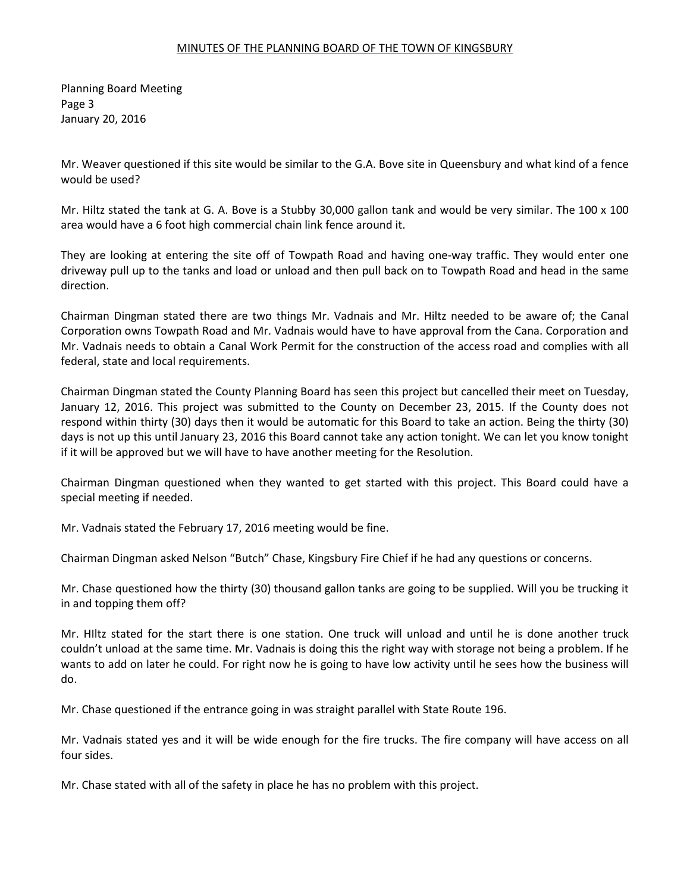Mr. Weaver questioned if this site would be similar to the G.A. Bove site in Queensbury and what kind of a fence would be used?

Mr. Hiltz stated the tank at G. A. Bove is a Stubby 30,000 gallon tank and would be very similar. The 100 x 100 area would have a 6 foot high commercial chain link fence around it.

They are looking at entering the site off of Towpath Road and having one-way traffic. They would enter one driveway pull up to the tanks and load or unload and then pull back on to Towpath Road and head in the same direction.

Chairman Dingman stated there are two things Mr. Vadnais and Mr. Hiltz needed to be aware of; the Canal Corporation owns Towpath Road and Mr. Vadnais would have to have approval from the Cana. Corporation and Mr. Vadnais needs to obtain a Canal Work Permit for the construction of the access road and complies with all federal, state and local requirements.

Chairman Dingman stated the County Planning Board has seen this project but cancelled their meet on Tuesday, January 12, 2016. This project was submitted to the County on December 23, 2015. If the County does not respond within thirty (30) days then it would be automatic for this Board to take an action. Being the thirty (30) days is not up this until January 23, 2016 this Board cannot take any action tonight. We can let you know tonight if it will be approved but we will have to have another meeting for the Resolution.

Chairman Dingman questioned when they wanted to get started with this project. This Board could have a special meeting if needed.

Mr. Vadnais stated the February 17, 2016 meeting would be fine.

Chairman Dingman asked Nelson "Butch" Chase, Kingsbury Fire Chief if he had any questions or concerns.

Mr. Chase questioned how the thirty (30) thousand gallon tanks are going to be supplied. Will you be trucking it in and topping them off?

Mr. HIltz stated for the start there is one station. One truck will unload and until he is done another truck couldn't unload at the same time. Mr. Vadnais is doing this the right way with storage not being a problem. If he wants to add on later he could. For right now he is going to have low activity until he sees how the business will do.

Mr. Chase questioned if the entrance going in was straight parallel with State Route 196.

Mr. Vadnais stated yes and it will be wide enough for the fire trucks. The fire company will have access on all four sides.

Mr. Chase stated with all of the safety in place he has no problem with this project.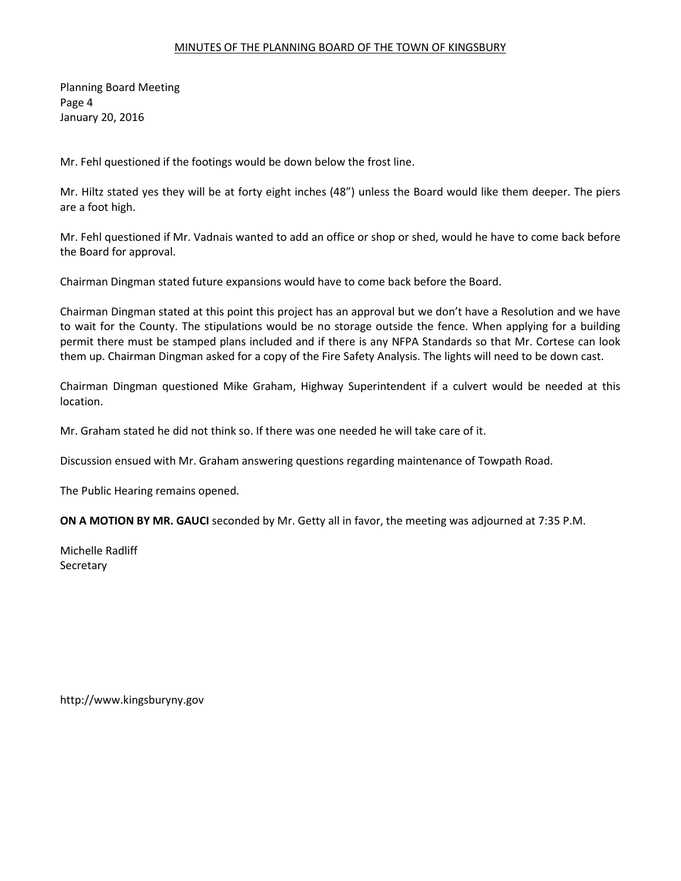Mr. Fehl questioned if the footings would be down below the frost line.

Mr. Hiltz stated yes they will be at forty eight inches (48") unless the Board would like them deeper. The piers are a foot high.

Mr. Fehl questioned if Mr. Vadnais wanted to add an office or shop or shed, would he have to come back before the Board for approval.

Chairman Dingman stated future expansions would have to come back before the Board.

Chairman Dingman stated at this point this project has an approval but we don't have a Resolution and we have to wait for the County. The stipulations would be no storage outside the fence. When applying for a building permit there must be stamped plans included and if there is any NFPA Standards so that Mr. Cortese can look them up. Chairman Dingman asked for a copy of the Fire Safety Analysis. The lights will need to be down cast.

Chairman Dingman questioned Mike Graham, Highway Superintendent if a culvert would be needed at this location.

Mr. Graham stated he did not think so. If there was one needed he will take care of it.

Discussion ensued with Mr. Graham answering questions regarding maintenance of Towpath Road.

The Public Hearing remains opened.

**ON A MOTION BY MR. GAUCI** seconded by Mr. Getty all in favor, the meeting was adjourned at 7:35 P.M.

Michelle Radliff
Secretary

http://www.kingsburyny.gov